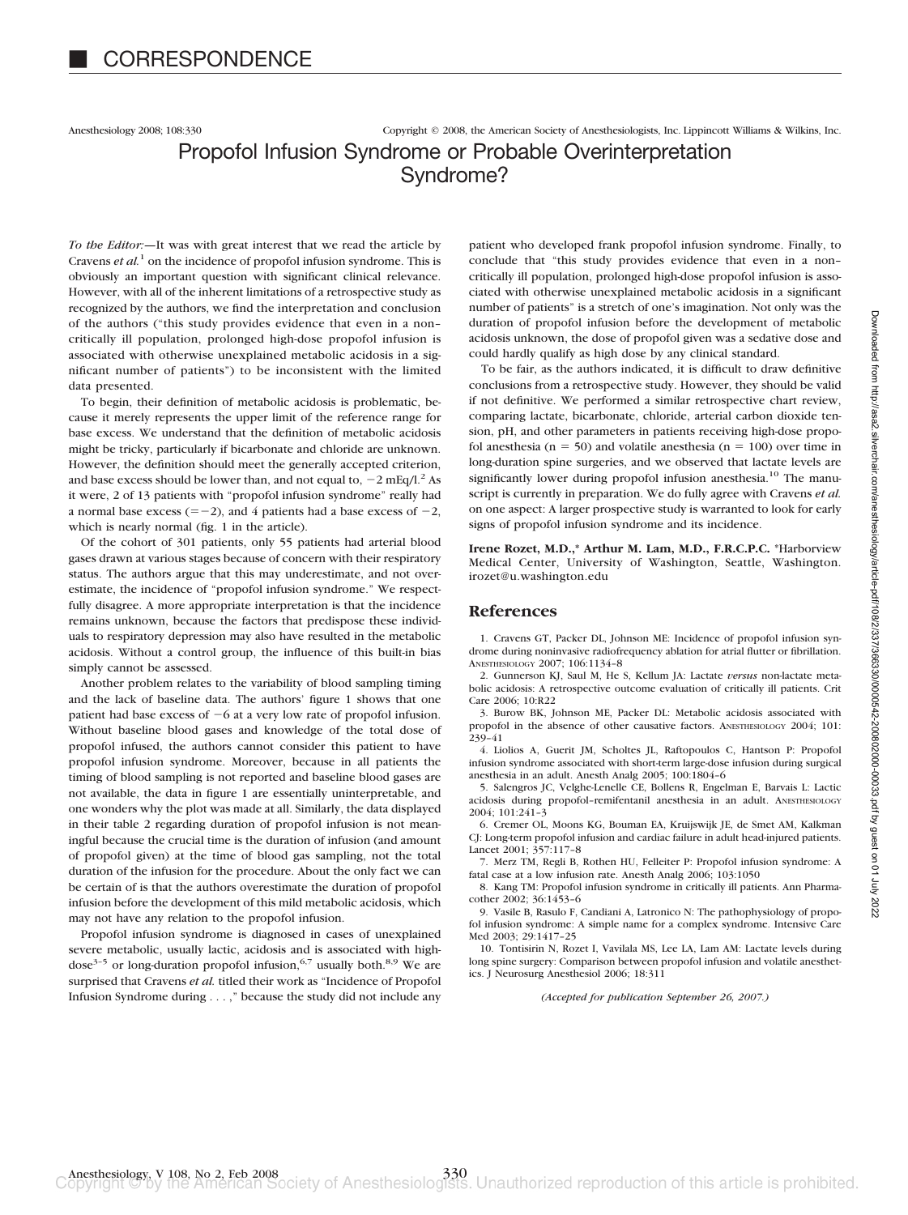# CORRESPONDENCE

Anesthesiology 2008; 108:330 Copyright © 2008, the American Society of Anesthesiologists, Inc. Lippincott Williams & Wilkins, Inc.

## Propofol Infusion Syndrome or Probable Overinterpretation Syndrome?

*To the Editor:*—It was with great interest that we read the article by Cravens *et al.*[1] on the incidence of propofol infusion syndrome. This is obviously an important question with significant clinical relevance. However, with all of the inherent limitations of a retrospective study as recognized by the authors, we find the interpretation and conclusion of the authors ("this study provides evidence that even in a non–critically ill population, prolonged high-dose propofol infusion is associated with otherwise unexplained metabolic acidosis in a significant number of patients") to be inconsistent with the limited data presented.

To begin, their definition of metabolic acidosis is problematic, because it merely represents the upper limit of the reference range for base excess. We understand that the definition of metabolic acidosis might be tricky, particularly if bicarbonate and chloride are unknown. However, the definition should meet the generally accepted criterion, and base excess should be lower than, and not equal to, −2 mEq/l.[2] As it were, 2 of 13 patients with "propofol infusion syndrome" really had a normal base excess (= −2), and 4 patients had a base excess of −2, which is nearly normal (fig. 1 in the article).

Of the cohort of 301 patients, only 55 patients had arterial blood gases drawn at various stages because of concern with their respiratory status. The authors argue that this may underestimate, and not overestimate, the incidence of "propofol infusion syndrome." We respectfully disagree. A more appropriate interpretation is that the incidence remains unknown, because the factors that predispose these individuals to respiratory depression may also have resulted in the metabolic acidosis. Without a control group, the influence of this built-in bias simply cannot be assessed.

Another problem relates to the variability of blood sampling timing and the lack of baseline data. The authors' figure 1 shows that one patient had base excess of −6 at a very low rate of propofol infusion. Without baseline blood gases and knowledge of the total dose of propofol infused, the authors cannot consider this patient to have propofol infusion syndrome. Moreover, because in all patients the timing of blood sampling is not reported and baseline blood gases are not available, the data in figure 1 are essentially uninterpretable, and one wonders why the plot was made at all. Similarly, the data displayed in their table 2 regarding duration of propofol infusion is not meaningful because the crucial time is the duration of infusion (and amount of propofol given) at the time of blood gas sampling, not the total duration of the infusion for the procedure. About the only fact we can be certain of is that the authors overestimate the duration of propofol infusion before the development of this mild metabolic acidosis, which may not have any relation to the propofol infusion.

Propofol infusion syndrome is diagnosed in cases of unexplained severe metabolic, usually lactic, acidosis and is associated with high-dose[3–5] or long-duration propofol infusion,[6,7] usually both.[8,9] We are surprised that Cravens *et al.* titled their work as "Incidence of Propofol Infusion Syndrome during . . . ," because the study did not include any patient who developed frank propofol infusion syndrome. Finally, to conclude that "this study provides evidence that even in a non–critically ill population, prolonged high-dose propofol infusion is associated with otherwise unexplained metabolic acidosis in a significant number of patients" is a stretch of one's imagination. Not only was the duration of propofol infusion before the development of metabolic acidosis unknown, the dose of propofol given was a sedative dose and could hardly qualify as high dose by any clinical standard.

To be fair, as the authors indicated, it is difficult to draw definitive conclusions from a retrospective study. However, they should be valid if not definitive. We performed a similar retrospective chart review, comparing lactate, bicarbonate, chloride, arterial carbon dioxide tension, pH, and other parameters in patients receiving high-dose propofol anesthesia (n = 50) and volatile anesthesia (n = 100) over time in long-duration spine surgeries, and we observed that lactate levels are significantly lower during propofol infusion anesthesia.[10] The manuscript is currently in preparation. We do fully agree with Cravens *et al.* on one aspect: A larger prospective study is warranted to look for early signs of propofol infusion syndrome and its incidence.

**Irene Rozet, M.D.,* Arthur M. Lam, M.D., F.R.C.P.C.** *Harborview Medical Center, University of Washington, Seattle, Washington. irozet@u.washington.edu

## References

1. Cravens GT, Packer DL, Johnson ME: Incidence of propofol infusion syndrome during noninvasive radiofrequency ablation for atrial flutter or fibrillation. Anesthesiology 2007; 106:1134–8
2. Gunnerson KJ, Saul M, He S, Kellum JA: Lactate *versus* non-lactate metabolic acidosis: A retrospective outcome evaluation of critically ill patients. Crit Care 2006; 10:R22
3. Burow BK, Johnson ME, Packer DL: Metabolic acidosis associated with propofol in the absence of other causative factors. Anesthesiology 2004; 101:239–41
4. Liolios A, Guerit JM, Scholtes JL, Raftopoulos C, Hantson P: Propofol infusion syndrome associated with short-term large-dose infusion during surgical anesthesia in an adult. Anesth Analg 2005; 100:1804–6
5. Salengros JC, Velghe-Lenelle CE, Bollens R, Engelman E, Barvais L: Lactic acidosis during propofol–remifentanil anesthesia in an adult. Anesthesiology 2004; 101:241–3
6. Cremer OL, Moons KG, Bouman EA, Kruijswijk JE, de Smet AM, Kalkman CJ: Long-term propofol infusion and cardiac failure in adult head-injured patients. Lancet 2001; 357:117–8
7. Merz TM, Regli B, Rothen HU, Felleiter P: Propofol infusion syndrome: A fatal case at a low infusion rate. Anesth Analg 2006; 103:1050
8. Kang TM: Propofol infusion syndrome in critically ill patients. Ann Pharmacother 2002; 36:1453–6
9. Vasile B, Rasulo F, Candiani A, Latronico N: The pathophysiology of propofol infusion syndrome: A simple name for a complex syndrome. Intensive Care Med 2003; 29:1417–25
10. Tontisirin N, Rozet I, Vavilala MS, Lee LA, Lam AM: Lactate levels during long spine surgery: Comparison between propofol infusion and volatile anesthetics. J Neurosurg Anesthesiol 2006; 18:311

*(Accepted for publication September 26, 2007.)*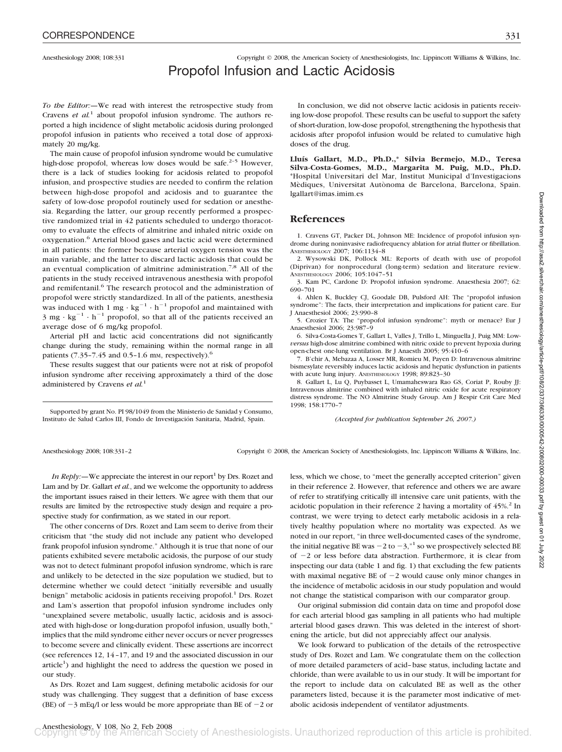Anesthesiology 2008; 108:331 Copyright © 2008, the American Society of Anesthesiologists, Inc. Lippincott Williams & Wilkins, Inc.

# Propofol Infusion and Lactic Acidosis

*To the Editor:*—We read with interest the retrospective study from Cravens *et al.*[1] about propofol infusion syndrome. The authors reported a high incidence of slight metabolic acidosis during prolonged propofol infusion in patients who received a total dose of approximately 20 mg/kg.

The main cause of propofol infusion syndrome would be cumulative high-dose propofol, whereas low doses would be safe.[2–5] However, there is a lack of studies looking for acidosis related to propofol infusion, and prospective studies are needed to confirm the relation between high-dose propofol and acidosis and to guarantee the safety of low-dose propofol routinely used for sedation or anesthesia. Regarding the latter, our group recently performed a prospective randomized trial in 42 patients scheduled to undergo thoracotomy to evaluate the effects of almitrine and inhaled nitric oxide on oxygenation.[6] Arterial blood gases and lactic acid were determined in all patients: the former because arterial oxygen tension was the main variable, and the latter to discard lactic acidosis that could be an eventual complication of almitrine administration.[7,8] All of the patients in the study received intravenous anesthesia with propofol and remifentanil.[6] The research protocol and the administration of propofol were strictly standardized. In all of the patients, anesthesia was induced with 1 $mg \cdot kg^{-1} \cdot h^{-1}$ propofol and maintained with 3 $mg \cdot kg^{-1} \cdot h^{-1}$ propofol, so that all of the patients received an average dose of 6 mg/kg propofol.

Arterial pH and lactic acid concentrations did not significantly change during the study, remaining within the normal range in all patients (7.35–7.45 and 0.5–1.6 mM, respectively).[6]

These results suggest that our patients were not at risk of propofol infusion syndrome after receiving approximately a third of the dose administered by Cravens *et al.*[1]

In conclusion, we did not observe lactic acidosis in patients receiving low-dose propofol. These results can be useful to support the safety of short-duration, low-dose propofol, strengthening the hypothesis that acidosis after propofol infusion would be related to cumulative high doses of the drug.

**Lluís Gallart, M.D., Ph.D.,\* Silvia Bermejo, M.D., Teresa Silva-Costa-Gomes, M.D., Margarita M. Puig, M.D., Ph.D.** \*Hospital Universitari del Mar, Institut Municipal d'Investigacions Mèdiques, Universitat Autònoma de Barcelona, Barcelona, Spain. lgallart@imas.imim.es

Supported by grant No. PI 98/1049 from the Ministerio de Sanidad y Consumo, Instituto de Salud Carlos III, Fondo de Investigación Sanitaria, Madrid, Spain.

## References

1. Cravens GT, Packer DL, Johnson ME: Incidence of propofol infusion syndrome during noninvasive radiofrequency ablation for atrial flutter or fibrillation. ANESTHESIOLOGY 2007; 106:1134–8
2. Wysowski DK, Pollock ML: Reports of death with use of propofol (Diprivan) for nonprocedural (long-term) sedation and literature review. ANESTHESIOLOGY 2006; 105:1047–51
3. Kam PC, Cardone D: Propofol infusion syndrome. Anaesthesia 2007; 62: 690–701
4. Ahlen K, Buckley CJ, Goodale DB, Pulsford AH: The "propofol infusion syndrome": The facts, their interpretation and implications for patient care. Eur J Anaesthesiol 2006; 23:990–8
5. Crozier TA: The "propofol infusion syndrome": myth or menace? Eur J Anaesthesiol 2006; 23:987–9
6. Silva-Costa-Gomes T, Gallart L, Valles J, Trillo L, Minguella J, Puig MM: Low-*versus* high-dose almitrine combined with nitric oxide to prevent hypoxia during open-chest one-lung ventilation. Br J Anaesth 2005; 95:410–6
7. B'chir A, Mebazaa A, Losser MR, Romieu M, Payen D: Intravenous almitrine bismesylate reversibly induces lactic acidosis and hepatic dysfunction in patients with acute lung injury. ANESTHESIOLOGY 1998; 89:823–30
8. Gallart L, Lu Q, Puybasset L, Umamaheswara Rao GS, Coriat P, Rouby JJ: Intravenous almitrine combined with inhaled nitric oxide for acute respiratory distress syndrome. The NO Almitrine Study Group. Am J Respir Crit Care Med 1998; 158:1770–7

*(Accepted for publication September 26, 2007.)*

---

Anesthesiology 2008; 108:331–2 Copyright © 2008, the American Society of Anesthesiologists, Inc. Lippincott Williams & Wilkins, Inc.

*In Reply:*—We appreciate the interest in our report[1] by Drs. Rozet and Lam and by Dr. Gallart *et al.*, and we welcome the opportunity to address the important issues raised in their letters. We agree with them that our results are limited by the retrospective study design and require a prospective study for confirmation, as we stated in our report.

The other concerns of Drs. Rozet and Lam seem to derive from their criticism that "the study did not include any patient who developed frank propofol infusion syndrome." Although it is true that none of our patients exhibited severe metabolic acidosis, the purpose of our study was not to detect fulminant propofol infusion syndrome, which is rare and unlikely to be detected in the size population we studied, but to determine whether we could detect "initially reversible and usually benign" metabolic acidosis in patients receiving propofol.[1] Drs. Rozet and Lam's assertion that propofol infusion syndrome includes only "unexplained severe metabolic, usually lactic, acidosis and is associated with high-dose or long-duration propofol infusion, usually both," implies that the mild syndrome either never occurs or never progresses to become severe and clinically evident. These assertions are incorrect (see references 12, 14–17, and 19 and the associated discussion in our article[1]) and highlight the need to address the question we posed in our study.

As Drs. Rozet and Lam suggest, defining metabolic acidosis for our study was challenging. They suggest that a definition of base excess (BE) of −3 mEq/l or less would be more appropriate than BE of −2 or less, which we chose, to "meet the generally accepted criterion" given in their reference 2. However, that reference and others we are aware of refer to stratifying critically ill intensive care unit patients, with the acidotic population in their reference 2 having a mortality of 45%.[2] In contrast, we were trying to detect early metabolic acidosis in a relatively healthy population where no mortality was expected. As we noted in our report, "in three well-documented cases of the syndrome, the initial negative BE was −2 to −3,"[1] so we prospectively selected BE of −2 or less before data abstraction. Furthermore, it is clear from inspecting our data (table 1 and fig. 1) that excluding the few patients with maximal negative BE of −2 would cause only minor changes in the incidence of metabolic acidosis in our study population and would not change the statistical comparison with our comparator group.

Our original submission did contain data on time and propofol dose for each arterial blood gas sampling in all patients who had multiple arterial blood gases drawn. This was deleted in the interest of shortening the article, but did not appreciably affect our analysis.

We look forward to publication of the details of the retrospective study of Drs. Rozet and Lam. We congratulate them on the collection of more detailed parameters of acid–base status, including lactate and chloride, than were available to us in our study. It will be important for the report to include data on calculated BE as well as the other parameters listed, because it is the parameter most indicative of metabolic acidosis independent of ventilator adjustments.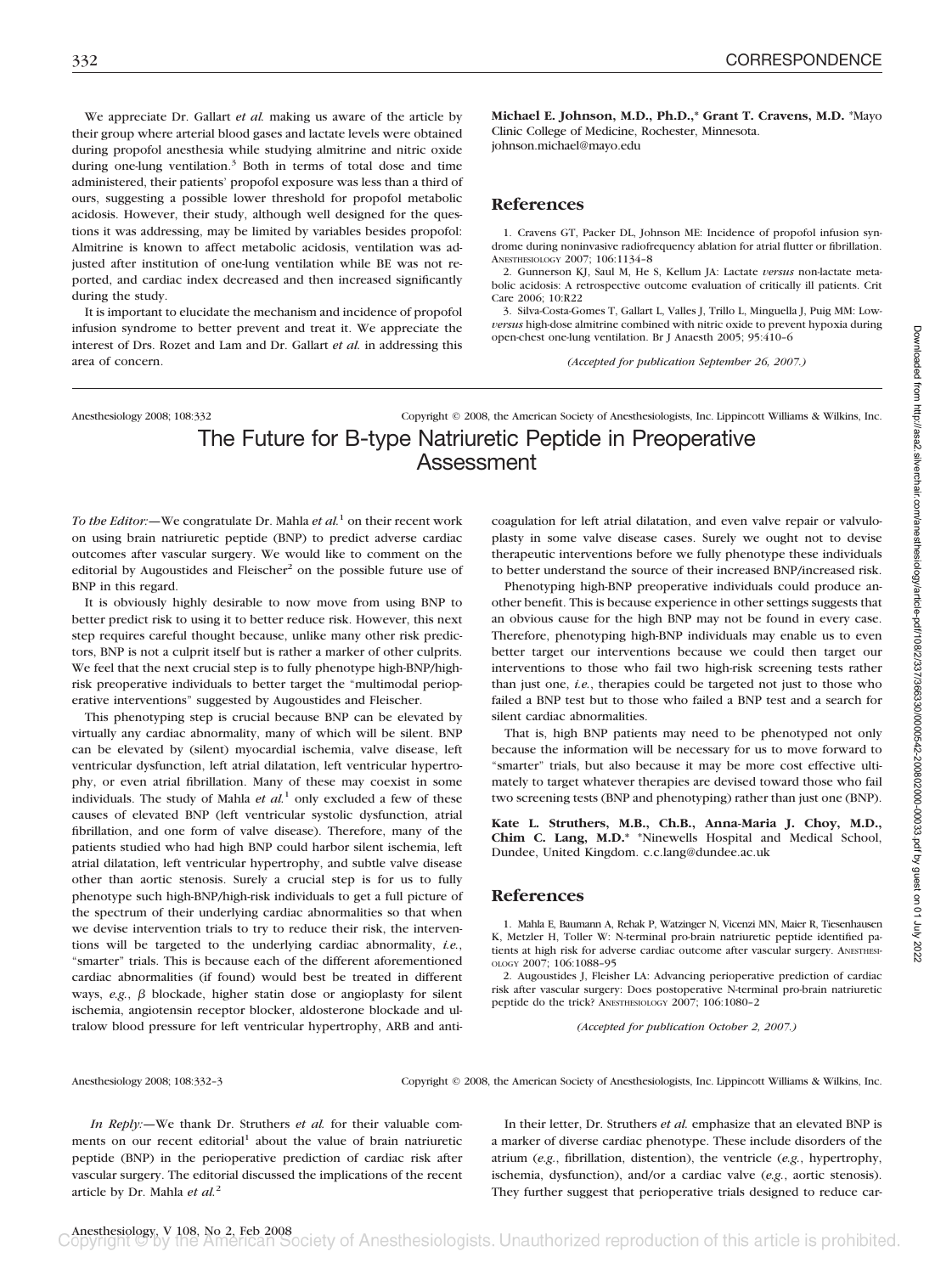We appreciate Dr. Gallart *et al.* making us aware of the article by their group where arterial blood gases and lactate levels were obtained during propofol anesthesia while studying almitrine and nitric oxide during one-lung ventilation.[3] Both in terms of total dose and time administered, their patients' propofol exposure was less than a third of ours, suggesting a possible lower threshold for propofol metabolic acidosis. However, their study, although well designed for the questions it was addressing, may be limited by variables besides propofol: Almitrine is known to affect metabolic acidosis, ventilation was adjusted after institution of one-lung ventilation while BE was not reported, and cardiac index decreased and then increased significantly during the study.

It is important to elucidate the mechanism and incidence of propofol infusion syndrome to better prevent and treat it. We appreciate the interest of Drs. Rozet and Lam and Dr. Gallart *et al.* in addressing this area of concern.

**Michael E. Johnson, M.D., Ph.D.,\* Grant T. Cravens, M.D.** \*Mayo Clinic College of Medicine, Rochester, Minnesota. johnson.michael@mayo.edu

## References

1. Cravens GT, Packer DL, Johnson ME: Incidence of propofol infusion syndrome during noninvasive radiofrequency ablation for atrial flutter or fibrillation. Anesthesiology 2007; 106:1134–8
2. Gunnerson KJ, Saul M, He S, Kellum JA: Lactate *versus* non-lactate metabolic acidosis: A retrospective outcome evaluation of critically ill patients. Crit Care 2006; 10:R22
3. Silva-Costa-Gomes T, Gallart L, Valles J, Trillo L, Minguella J, Puig MM: Low-*versus* high-dose almitrine combined with nitric oxide to prevent hypoxia during open-chest one-lung ventilation. Br J Anaesth 2005; 95:410–6

*(Accepted for publication September 26, 2007.)*

---

Anesthesiology 2008; 108:332 Copyright © 2008, the American Society of Anesthesiologists, Inc. Lippincott Williams & Wilkins, Inc.

# The Future for B-type Natriuretic Peptide in Preoperative Assessment

*To the Editor:*—We congratulate Dr. Mahla *et al.*[1] on their recent work on using brain natriuretic peptide (BNP) to predict adverse cardiac outcomes after vascular surgery. We would like to comment on the editorial by Augoustides and Fleischer[2] on the possible future use of BNP in this regard.

It is obviously highly desirable to now move from using BNP to better predict risk to using it to better reduce risk. However, this next step requires careful thought because, unlike many other risk predictors, BNP is not a culprit itself but is rather a marker of other culprits. We feel that the next crucial step is to fully phenotype high-BNP/high-risk preoperative individuals to better target the "multimodal perioperative interventions" suggested by Augoustides and Fleischer.

This phenotyping step is crucial because BNP can be elevated by virtually any cardiac abnormality, many of which will be silent. BNP can be elevated by (silent) myocardial ischemia, valve disease, left ventricular dysfunction, left atrial dilatation, left ventricular hypertrophy, or even atrial fibrillation. Many of these may coexist in some individuals. The study of Mahla *et al.*[1] only excluded a few of these causes of elevated BNP (left ventricular systolic dysfunction, atrial fibrillation, and one form of valve disease). Therefore, many of the patients studied who had high BNP could harbor silent ischemia, left atrial dilatation, left ventricular hypertrophy, and subtle valve disease other than aortic stenosis. Surely a crucial step is for us to fully phenotype such high-BNP/high-risk individuals to get a full picture of the spectrum of their underlying cardiac abnormalities so that when we devise intervention trials to try to reduce their risk, the interventions will be targeted to the underlying cardiac abnormality, *i.e.*, "smarter" trials. This is because each of the different aforementioned cardiac abnormalities (if found) would best be treated in different ways, *e.g.*, $\beta$ blockade, higher statin dose or angioplasty for silent ischemia, angiotensin receptor blocker, aldosterone blockade and ultralow blood pressure for left ventricular hypertrophy, ARB and anticoagulation for left atrial dilatation, and even valve repair or valvuloplasty in some valve disease cases. Surely we ought not to devise therapeutic interventions before we fully phenotype these individuals to better understand the source of their increased BNP/increased risk.

Phenotyping high-BNP preoperative individuals could produce another benefit. This is because experience in other settings suggests that an obvious cause for the high BNP may not be found in every case. Therefore, phenotyping high-BNP individuals may enable us to even better target our interventions because we could then target our interventions to those who fail two high-risk screening tests rather than just one, *i.e.*, therapies could be targeted not just to those who failed a BNP test but to those who failed a BNP test and a search for silent cardiac abnormalities.

That is, high BNP patients may need to be phenotyped not only because the information will be necessary for us to move forward to "smarter" trials, but also because it may be more cost effective ultimately to target whatever therapies are devised toward those who fail two screening tests (BNP and phenotyping) rather than just one (BNP).

**Kate L. Struthers, M.B., Ch.B., Anna-Maria J. Choy, M.D., Chim C. Lang, M.D.\*** \*Ninewells Hospital and Medical School, Dundee, United Kingdom. c.c.lang@dundee.ac.uk

## References

1. Mahla E, Baumann A, Rehak P, Watzinger N, Vicenzi MN, Maier R, Tiesenhausen K, Metzler H, Toller W: N-terminal pro-brain natriuretic peptide identified patients at high risk for adverse cardiac outcome after vascular surgery. Anesthesiology 2007; 106:1088–95
2. Augoustides J, Fleisher LA: Advancing perioperative prediction of cardiac risk after vascular surgery: Does postoperative N-terminal pro-brain natriuretic peptide do the trick? Anesthesiology 2007; 106:1080–2

*(Accepted for publication October 2, 2007.)*

---

Anesthesiology 2008; 108:332–3 Copyright © 2008, the American Society of Anesthesiologists, Inc. Lippincott Williams & Wilkins, Inc.

*In Reply:*—We thank Dr. Struthers *et al.* for their valuable comments on our recent editorial[1] about the value of brain natriuretic peptide (BNP) in the perioperative prediction of cardiac risk after vascular surgery. The editorial discussed the implications of the recent article by Dr. Mahla *et al.*[2]

In their letter, Dr. Struthers *et al.* emphasize that an elevated BNP is a marker of diverse cardiac phenotype. These include disorders of the atrium (*e.g.*, fibrillation, distention), the ventricle (*e.g.*, hypertrophy, ischemia, dysfunction), and/or a cardiac valve (*e.g.*, aortic stenosis). They further suggest that perioperative trials designed to reduce car-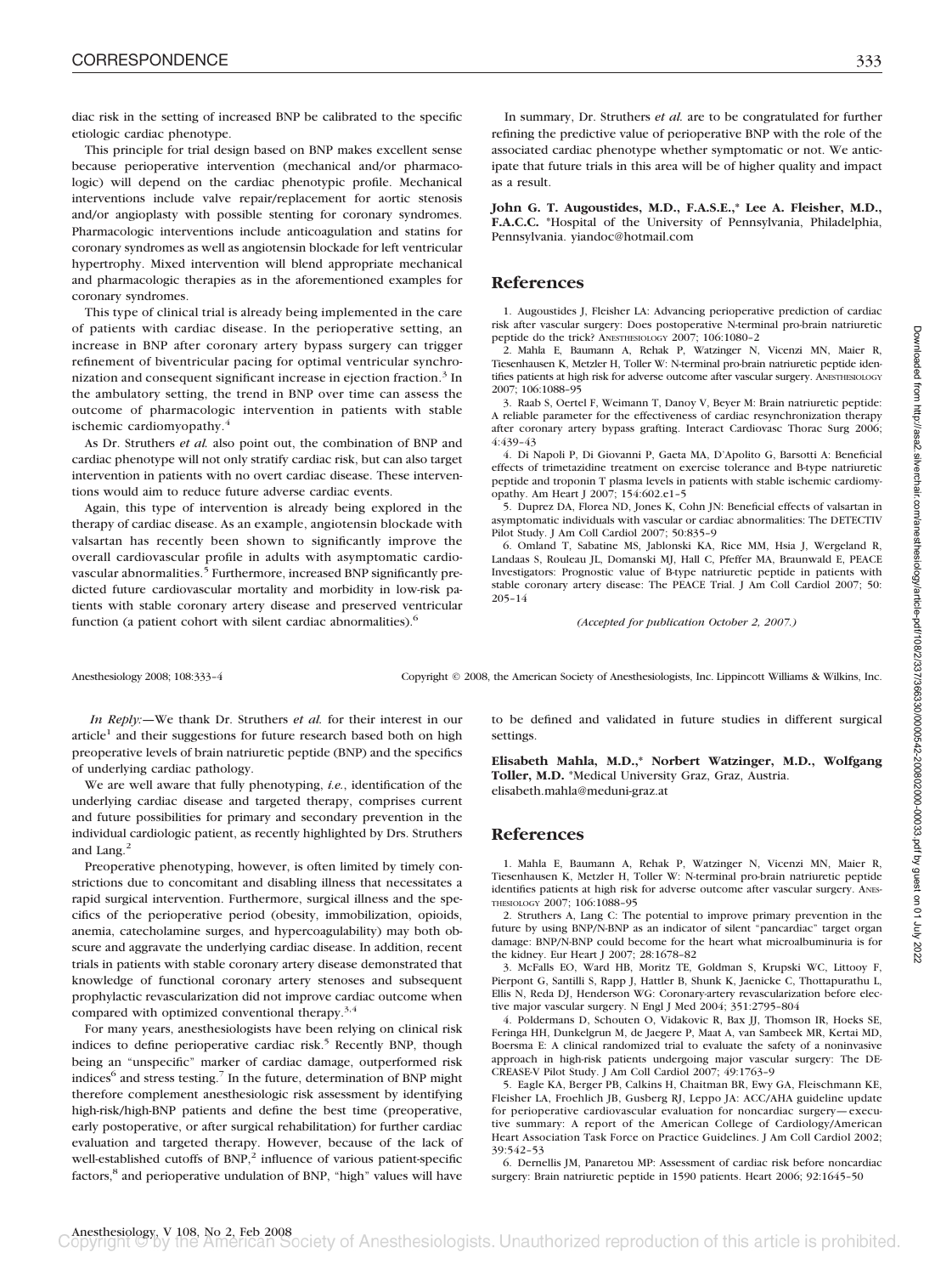diac risk in the setting of increased BNP be calibrated to the specific etiologic cardiac phenotype.

This principle for trial design based on BNP makes excellent sense because perioperative intervention (mechanical and/or pharmacologic) will depend on the cardiac phenotypic profile. Mechanical interventions include valve repair/replacement for aortic stenosis and/or angioplasty with possible stenting for coronary syndromes. Pharmacologic interventions include anticoagulation and statins for coronary syndromes as well as angiotensin blockade for left ventricular hypertrophy. Mixed intervention will blend appropriate mechanical and pharmacologic therapies as in the aforementioned examples for coronary syndromes.

This type of clinical trial is already being implemented in the care of patients with cardiac disease. In the perioperative setting, an increase in BNP after coronary artery bypass surgery can trigger refinement of biventricular pacing for optimal ventricular synchronization and consequent significant increase in ejection fraction.[3] In the ambulatory setting, the trend in BNP over time can assess the outcome of pharmacologic intervention in patients with stable ischemic cardiomyopathy.[4]

As Dr. Struthers *et al.* also point out, the combination of BNP and cardiac phenotype will not only stratify cardiac risk, but can also target intervention in patients with no overt cardiac disease. These interventions would aim to reduce future adverse cardiac events.

Again, this type of intervention is already being explored in the therapy of cardiac disease. As an example, angiotensin blockade with valsartan has recently been shown to significantly improve the overall cardiovascular profile in adults with asymptomatic cardiovascular abnormalities.[5] Furthermore, increased BNP significantly predicted future cardiovascular mortality and morbidity in low-risk patients with stable coronary artery disease and preserved ventricular function (a patient cohort with silent cardiac abnormalities).[6]

In summary, Dr. Struthers *et al.* are to be congratulated for further refining the predictive value of perioperative BNP with the role of the associated cardiac phenotype whether symptomatic or not. We anticipate that future trials in this area will be of higher quality and impact as a result.

**John G. T. Augoustides, M.D., F.A.S.E.,\* Lee A. Fleisher, M.D., F.A.C.C.** \*Hospital of the University of Pennsylvania, Philadelphia, Pennsylvania. yiandoc@hotmail.com

## References

1. Augoustides J, Fleisher LA: Advancing perioperative prediction of cardiac risk after vascular surgery: Does postoperative N-terminal pro-brain natriuretic peptide do the trick? Anesthesiology 2007; 106:1080–2
2. Mahla E, Baumann A, Rehak P, Watzinger N, Vicenzi MN, Maier R, Tiesenhausen K, Metzler H, Toller W: N-terminal pro-brain natriuretic peptide identifies patients at high risk for adverse outcome after vascular surgery. Anesthesiology 2007; 106:1088–95
3. Raab S, Oertel F, Weimann T, Danoy V, Beyer M: Brain natriuretic peptide: A reliable parameter for the effectiveness of cardiac resynchronization therapy after coronary artery bypass grafting. Interact Cardiovasc Thorac Surg 2006; 4:439–43
4. Di Napoli P, Di Giovanni P, Gaeta MA, D'Apolito G, Barsotti A: Beneficial effects of trimetazidine treatment on exercise tolerance and B-type natriuretic peptide and troponin T plasma levels in patients with stable ischemic cardiomyopathy. Am Heart J 2007; 154:602.e1–5
5. Duprez DA, Florea ND, Jones K, Cohn JN: Beneficial effects of valsartan in asymptomatic individuals with vascular or cardiac abnormalities: The DETECTIV Pilot Study. J Am Coll Cardiol 2007; 50:835–9
6. Omland T, Sabatine MS, Jablonski KA, Rice MM, Hsia J, Wergeland R, Landaas S, Rouleau JL, Domanski MJ, Hall C, Pfeffer MA, Braunwald E, PEACE Investigators: Prognostic value of B-type natriuretic peptide in patients with stable coronary artery disease: The PEACE Trial. J Am Coll Cardiol 2007; 50: 205–14

*(Accepted for publication October 2, 2007.)*

---

*In Reply:*—We thank Dr. Struthers *et al.* for their interest in our article[1] and their suggestions for future research based both on high preoperative levels of brain natriuretic peptide (BNP) and the specifics of underlying cardiac pathology.

We are well aware that fully phenotyping, *i.e.*, identification of the underlying cardiac disease and targeted therapy, comprises current and future possibilities for primary and secondary prevention in the individual cardiologic patient, as recently highlighted by Drs. Struthers and Lang.[2]

Preoperative phenotyping, however, is often limited by timely constrictions due to concomitant and disabling illness that necessitates a rapid surgical intervention. Furthermore, surgical illness and the specifics of the perioperative period (obesity, immobilization, opioids, anemia, catecholamine surges, and hypercoagulability) may both obscure and aggravate the underlying cardiac disease. In addition, recent trials in patients with stable coronary artery disease demonstrated that knowledge of functional coronary artery stenoses and subsequent prophylactic revascularization did not improve cardiac outcome when compared with optimized conventional therapy.[3,4]

For many years, anesthesiologists have been relying on clinical risk indices to define perioperative cardiac risk.[5] Recently BNP, though being an "unspecific" marker of cardiac damage, outperformed risk indices[6] and stress testing.[7] In the future, determination of BNP might therefore complement anesthesiologic risk assessment by identifying high-risk/high-BNP patients and define the best time (preoperative, early postoperative, or after surgical rehabilitation) for further cardiac evaluation and targeted therapy. However, because of the lack of well-established cutoffs of BNP,[2] influence of various patient-specific factors,[8] and perioperative undulation of BNP, "high" values will have to be defined and validated in future studies in different surgical settings.

**Elisabeth Mahla, M.D.,\* Norbert Watzinger, M.D., Wolfgang Toller, M.D.** \*Medical University Graz, Graz, Austria. elisabeth.mahla@meduni-graz.at

## References

1. Mahla E, Baumann A, Rehak P, Watzinger N, Vicenzi MN, Maier R, Tiesenhausen K, Metzler H, Toller W: N-terminal pro-brain natriuretic peptide identifies patients at high risk for adverse outcome after vascular surgery. Anesthesiology 2007; 106:1088–95
2. Struthers A, Lang C: The potential to improve primary prevention in the future by using BNP/N-BNP as an indicator of silent "pancardiac" target organ damage: BNP/N-BNP could become for the heart what microalbuminuria is for the kidney. Eur Heart J 2007; 28:1678–82
3. McFalls EO, Ward HB, Moritz TE, Goldman S, Krupski WC, Littooy F, Pierpont G, Santilli S, Rapp J, Hattler B, Shunk K, Jaenicke C, Thottapurathu L, Ellis N, Reda DJ, Henderson WG: Coronary-artery revascularization before elective major vascular surgery. N Engl J Med 2004; 351:2795–804
4. Poldermans D, Schouten O, Vidakovic R, Bax JJ, Thomson IR, Hoeks SE, Feringa HH, Dunkelgrun M, de Jaegere P, Maat A, van Sambeek MR, Kertai MD, Boersma E: A clinical randomized trial to evaluate the safety of a noninvasive approach in high-risk patients undergoing major vascular surgery: The DECREASE-V Pilot Study. J Am Coll Cardiol 2007; 49:1763–9
5. Eagle KA, Berger PB, Calkins H, Chaitman BR, Ewy GA, Fleischmann KE, Fleisher LA, Froehlich JB, Gusberg RJ, Leppo JA: ACC/AHA guideline update for perioperative cardiovascular evaluation for noncardiac surgery—executive summary: A report of the American College of Cardiology/American Heart Association Task Force on Practice Guidelines. J Am Coll Cardiol 2002; 39:542–53
6. Dernellis JM, Panaretou MP: Assessment of cardiac risk before noncardiac surgery: Brain natriuretic peptide in 1590 patients. Heart 2006; 92:1645–50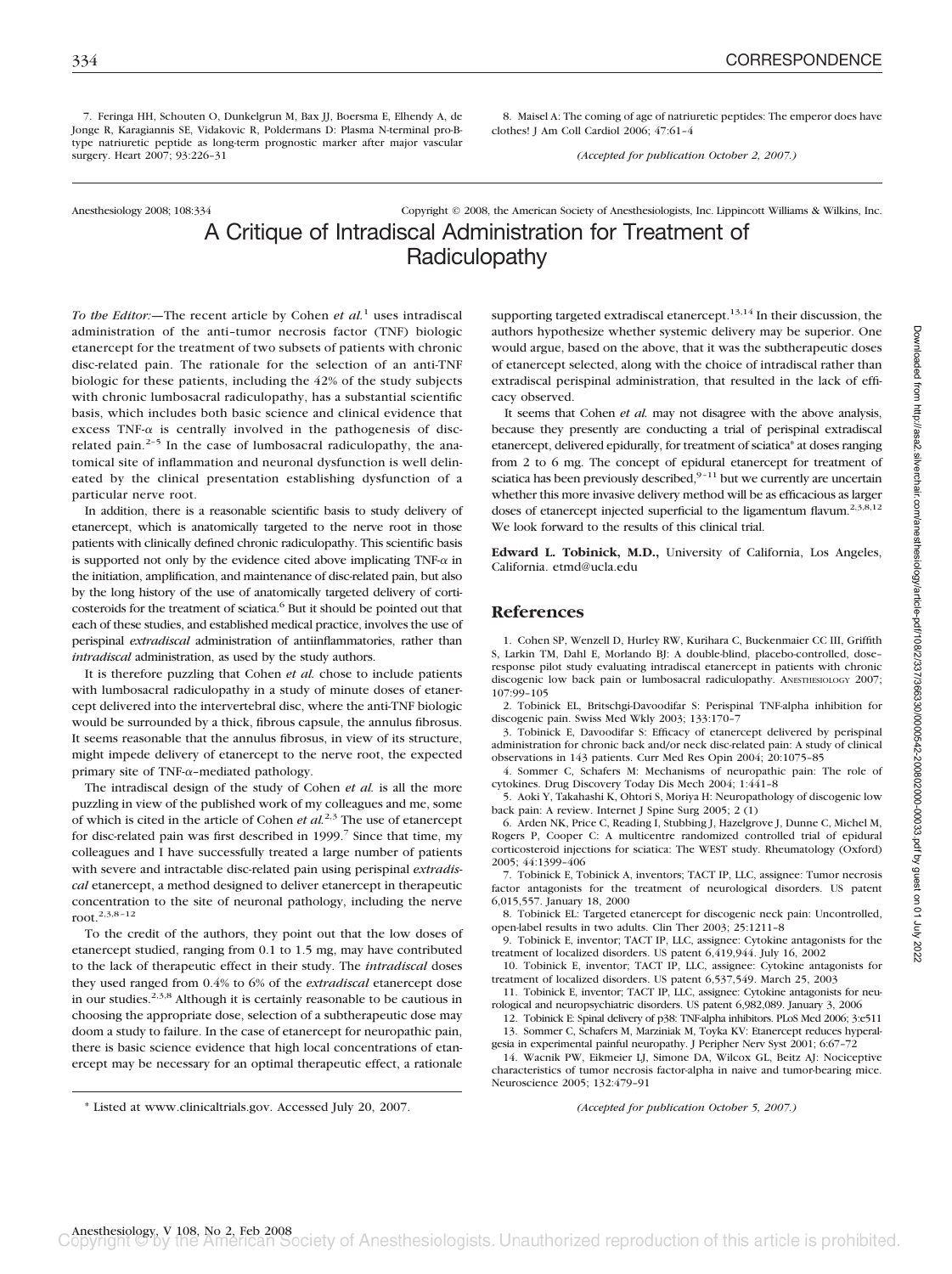7. Feringa HH, Schouten O, Dunkelgrun M, Bax JJ, Boersma E, Elhendy A, de Jonge R, Karagiannis SE, Vidakovic R, Poldermans D: Plasma N-terminal pro-B-type natriuretic peptide as long-term prognostic marker after major vascular surgery. Heart 2007; 93:226–31

8. Maisel A: The coming of age of natriuretic peptides: The emperor does have clothes! J Am Coll Cardiol 2006; 47:61–4

*(Accepted for publication October 2, 2007.)*

Anesthesiology 2008; 108:334 Copyright © 2008, the American Society of Anesthesiologists, Inc. Lippincott Williams & Wilkins, Inc.

# A Critique of Intradiscal Administration for Treatment of Radiculopathy

*To the Editor:*—The recent article by Cohen *et al.*[1] uses intradiscal administration of the anti–tumor necrosis factor (TNF) biologic etanercept for the treatment of two subsets of patients with chronic disc-related pain. The rationale for the selection of an anti-TNF biologic for these patients, including the 42% of the study subjects with chronic lumbosacral radiculopathy, has a substantial scientific basis, which includes both basic science and clinical evidence that excess TNF-$\alpha$ is centrally involved in the pathogenesis of disc-related pain.[2–5] In the case of lumbosacral radiculopathy, the anatomical site of inflammation and neuronal dysfunction is well delineated by the clinical presentation establishing dysfunction of a particular nerve root.

In addition, there is a reasonable scientific basis to study delivery of etanercept, which is anatomically targeted to the nerve root in those patients with clinically defined chronic radiculopathy. This scientific basis is supported not only by the evidence cited above implicating TNF-$\alpha$ in the initiation, amplification, and maintenance of disc-related pain, but also by the long history of the use of anatomically targeted delivery of corticosteroids for the treatment of sciatica.[6] But it should be pointed out that each of these studies, and established medical practice, involves the use of perispinal *extradiscal* administration of antiinflammatories, rather than *intradiscal* administration, as used by the study authors.

It is therefore puzzling that Cohen *et al.* chose to include patients with lumbosacral radiculopathy in a study of minute doses of etanercept delivered into the intervertebral disc, where the anti-TNF biologic would be surrounded by a thick, fibrous capsule, the annulus fibrosus. It seems reasonable that the annulus fibrosus, in view of its structure, might impede delivery of etanercept to the nerve root, the expected primary site of TNF-$\alpha$–mediated pathology.

The intradiscal design of the study of Cohen *et al.* is all the more puzzling in view of the published work of my colleagues and me, some of which is cited in the article of Cohen *et al.*[2,3] The use of etanercept for disc-related pain was first described in 1999.[7] Since that time, my colleagues and I have successfully treated a large number of patients with severe and intractable disc-related pain using perispinal *extradiscal* etanercept, a method designed to deliver etanercept in therapeutic concentration to the site of neuronal pathology, including the nerve root.[2,3,8–12]

To the credit of the authors, they point out that the low doses of etanercept studied, ranging from 0.1 to 1.5 mg, may have contributed to the lack of therapeutic effect in their study. The *intradiscal* doses they used ranged from 0.4% to 6% of the *extradiscal* etanercept dose in our studies.[2,3,8] Although it is certainly reasonable to be cautious in choosing the appropriate dose, selection of a subtherapeutic dose may doom a study to failure. In the case of etanercept for neuropathic pain, there is basic science evidence that high local concentrations of etanercept may be necessary for an optimal therapeutic effect, a rationale supporting targeted extradiscal etanercept.[13,14] In their discussion, the authors hypothesize whether systemic delivery may be superior. One would argue, based on the above, that it was the subtherapeutic doses of etanercept selected, along with the choice of intradiscal rather than extradiscal perispinal administration, that resulted in the lack of efficacy observed.

It seems that Cohen *et al.* may not disagree with the above analysis, because they presently are conducting a trial of perispinal extradiscal etanercept, delivered epidurally, for treatment of sciatica* at doses ranging from 2 to 6 mg. The concept of epidural etanercept for treatment of sciatica has been previously described,[9–11] but we currently are uncertain whether this more invasive delivery method will be as efficacious as larger doses of etanercept injected superficial to the ligamentum flavum.[2,3,8,12] We look forward to the results of this clinical trial.

**Edward L. Tobinick, M.D.,** University of California, Los Angeles, California. etmd@ucla.edu

\* Listed at www.clinicaltrials.gov. Accessed July 20, 2007.

## References

1. Cohen SP, Wenzell D, Hurley RW, Kurihara C, Buckenmaier CC III, Griffith S, Larkin TM, Dahl E, Morlando BJ: A double-blind, placebo-controlled, dose–response pilot study evaluating intradiscal etanercept in patients with chronic discogenic low back pain or lumbosacral radiculopathy. ANESTHESIOLOGY 2007; 107:99–105
2. Tobinick EL, Britschgi-Davoodifar S: Perispinal TNF-alpha inhibition for discogenic pain. Swiss Med Wkly 2003; 133:170–7
3. Tobinick E, Davoodifar S: Efficacy of etanercept delivered by perispinal administration for chronic back and/or neck disc-related pain: A study of clinical observations in 143 patients. Curr Med Res Opin 2004; 20:1075–85
4. Sommer C, Schafers M: Mechanisms of neuropathic pain: The role of cytokines. Drug Discovery Today Dis Mech 2004; 1:441–8
5. Aoki Y, Takahashi K, Ohtori S, Moriya H: Neuropathology of discogenic low back pain: A review. Internet J Spine Surg 2005; 2 (1)
6. Arden NK, Price C, Reading I, Stubbing J, Hazelgrove J, Dunne C, Michel M, Rogers P, Cooper C: A multicentre randomized controlled trial of epidural corticosteroid injections for sciatica: The WEST study. Rheumatology (Oxford) 2005; 44:1399–406
7. Tobinick E, Tobinick A, inventors; TACT IP, LLC, assignee: Tumor necrosis factor antagonists for the treatment of neurological disorders. US patent 6,015,557. January 18, 2000
8. Tobinick EL: Targeted etanercept for discogenic neck pain: Uncontrolled, open-label results in two adults. Clin Ther 2003; 25:1211–8
9. Tobinick E, inventor; TACT IP, LLC, assignee: Cytokine antagonists for the treatment of localized disorders. US patent 6,419,944. July 16, 2002
10. Tobinick E, inventor; TACT IP, LLC, assignee: Cytokine antagonists for treatment of localized disorders. US patent 6,537,549. March 25, 2003
11. Tobinick E, inventor; TACT IP, LLC, assignee: Cytokine antagonists for neurological and neuropsychiatric disorders. US patent 6,982,089. January 3, 2006
12. Tobinick E: Spinal delivery of p38: TNF-alpha inhibitors. PLoS Med 2006; 3:e511
13. Sommer C, Schafers M, Marziniak M, Toyka KV: Etanercept reduces hyperalgesia in experimental painful neuropathy. J Peripher Nerv Syst 2001; 6:67–72
14. Wacnik PW, Eikmeier LJ, Simone DA, Wilcox GL, Beitz AJ: Nociceptive characteristics of tumor necrosis factor-alpha in naive and tumor-bearing mice. Neuroscience 2005; 132:479–91

*(Accepted for publication October 5, 2007.)*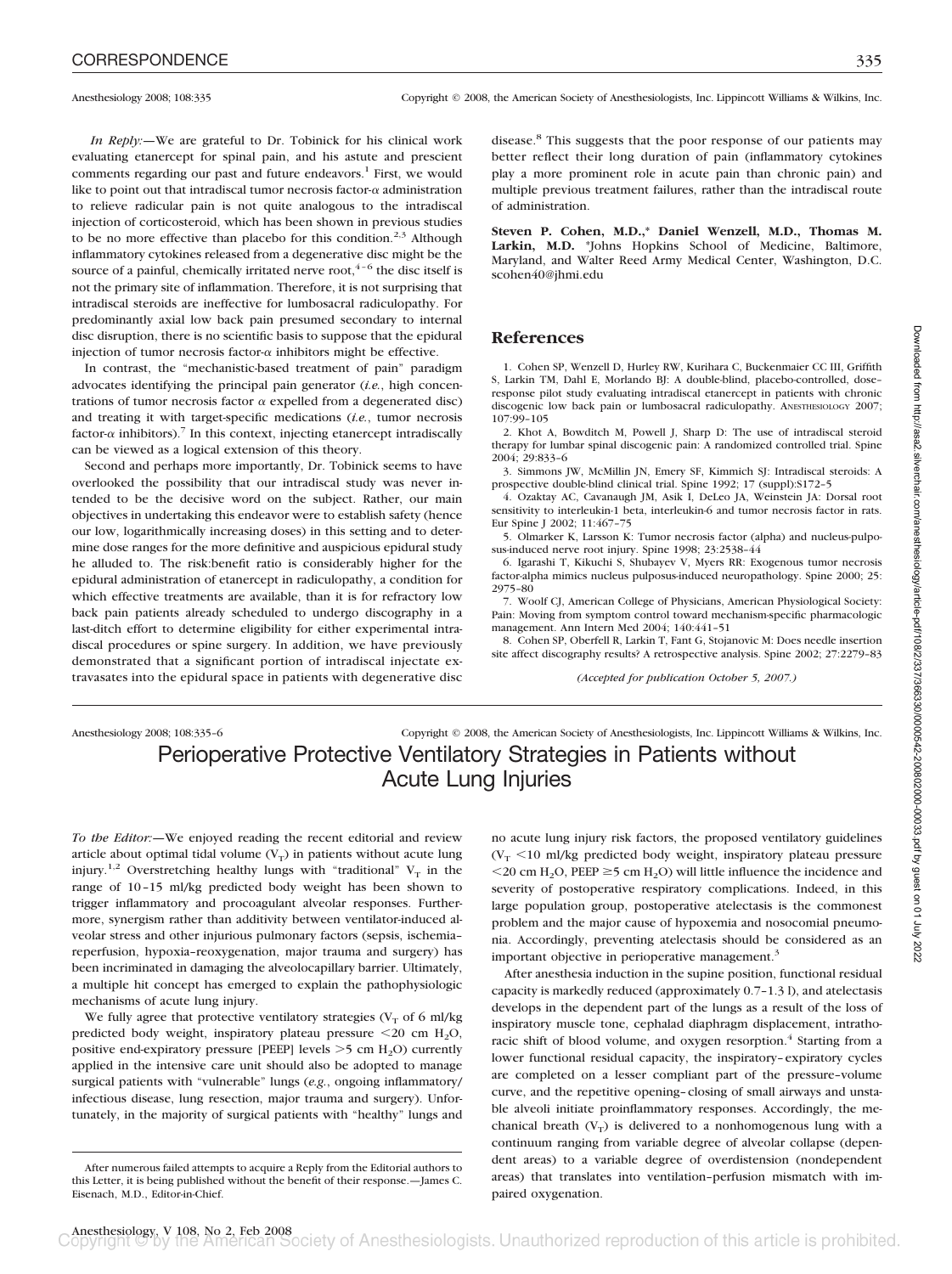*In Reply:*—We are grateful to Dr. Tobinick for his clinical work evaluating etanercept for spinal pain, and his astute and prescient comments regarding our past and future endeavors.[1] First, we would like to point out that intradiscal tumor necrosis factor-$\alpha$ administration to relieve radicular pain is not quite analogous to the intradiscal injection of corticosteroid, which has been shown in previous studies to be no more effective than placebo for this condition.[2,3] Although inflammatory cytokines released from a degenerative disc might be the source of a painful, chemically irritated nerve root,[4–6] the disc itself is not the primary site of inflammation. Therefore, it is not surprising that intradiscal steroids are ineffective for lumbosacral radiculopathy. For predominantly axial low back pain presumed secondary to internal disc disruption, there is no scientific basis to suppose that the epidural injection of tumor necrosis factor-$\alpha$ inhibitors might be effective.

In contrast, the "mechanistic-based treatment of pain" paradigm advocates identifying the principal pain generator (*i.e.*, high concentrations of tumor necrosis factor $\alpha$ expelled from a degenerated disc) and treating it with target-specific medications (*i.e.*, tumor necrosis factor-$\alpha$ inhibitors).[7] In this context, injecting etanercept intradiscally can be viewed as a logical extension of this theory.

Second and perhaps more importantly, Dr. Tobinick seems to have overlooked the possibility that our intradiscal study was never intended to be the decisive word on the subject. Rather, our main objectives in undertaking this endeavor were to establish safety (hence our low, logarithmically increasing doses) in this setting and to determine dose ranges for the more definitive and auspicious epidural study he alluded to. The risk:benefit ratio is considerably higher for the epidural administration of etanercept in radiculopathy, a condition for which effective treatments are available, than it is for refractory low back pain patients already scheduled to undergo discography in a last-ditch effort to determine eligibility for either experimental intradiscal procedures or spine surgery. In addition, we have previously demonstrated that a significant portion of intradiscal injectate extravasates into the epidural space in patients with degenerative disc disease.[8] This suggests that the poor response of our patients may better reflect their long duration of pain (inflammatory cytokines play a more prominent role in acute pain than chronic pain) and multiple previous treatment failures, rather than the intradiscal route of administration.

**Steven P. Cohen, M.D.,\* Daniel Wenzell, M.D., Thomas M. Larkin, M.D.** \*Johns Hopkins School of Medicine, Baltimore, Maryland, and Walter Reed Army Medical Center, Washington, D.C. scohen40@jhmi.edu

## References

1. Cohen SP, Wenzell D, Hurley RW, Kurihara C, Buckenmaier CC III, Griffith S, Larkin TM, Dahl E, Morlando BJ: A double-blind, placebo-controlled, dose–response pilot study evaluating intradiscal etanercept in patients with chronic discogenic low back pain or lumbosacral radiculopathy. ANESTHESIOLOGY 2007; 107:99–105
2. Khot A, Bowditch M, Powell J, Sharp D: The use of intradiscal steroid therapy for lumbar spinal discogenic pain: A randomized controlled trial. Spine 2004; 29:833–6
3. Simmons JW, McMillin JN, Emery SF, Kimmich SJ: Intradiscal steroids: A prospective double-blind clinical trial. Spine 1992; 17 (suppl):S172–5
4. Ozaktay AC, Cavanaugh JM, Asik I, DeLeo JA, Weinstein JA: Dorsal root sensitivity to interleukin-1 beta, interleukin-6 and tumor necrosis factor in rats. Eur Spine J 2002; 11:467–75
5. Olmarker K, Larsson K: Tumor necrosis factor (alpha) and nucleus-pulposus-induced nerve root injury. Spine 1998; 23:2538–44
6. Igarashi T, Kikuchi S, Shubayev V, Myers RR: Exogenous tumor necrosis factor-alpha mimics nucleus pulposus-induced neuropathology. Spine 2000; 25: 2975–80
7. Woolf CJ, American College of Physicians, American Physiological Society: Pain: Moving from symptom control toward mechanism-specific pharmacologic management. Ann Intern Med 2004; 140:441–51
8. Cohen SP, Oberfell R, Larkin T, Fant G, Stojanovic M: Does needle insertion site affect discography results? A retrospective analysis. Spine 2002; 27:2279–83

*(Accepted for publication October 5, 2007.)*

Anesthesiology 2008; 108:335–6 Copyright © 2008, the American Society of Anesthesiologists, Inc. Lippincott Williams & Wilkins, Inc.

# Perioperative Protective Ventilatory Strategies in Patients without Acute Lung Injuries

*To the Editor:*—We enjoyed reading the recent editorial and review article about optimal tidal volume ($V_T$) in patients without acute lung injury.[1,2] Overstretching healthy lungs with "traditional" $V_T$ in the range of 10–15 ml/kg predicted body weight has been shown to trigger inflammatory and procoagulant alveolar responses. Furthermore, synergism rather than additivity between ventilator-induced alveolar stress and other injurious pulmonary factors (sepsis, ischemia–reperfusion, hypoxia–reoxygenation, major trauma and surgery) has been incriminated in damaging the alveolocapillary barrier. Ultimately, a multiple hit concept has emerged to explain the pathophysiologic mechanisms of acute lung injury.

We fully agree that protective ventilatory strategies ($V_T$ of 6 ml/kg predicted body weight, inspiratory plateau pressure $<$20 cm $H_2O$, positive end-expiratory pressure [PEEP] levels $>$5 cm $H_2O$) currently applied in the intensive care unit should also be adopted to manage surgical patients with "vulnerable" lungs (*e.g.*, ongoing inflammatory/infectious disease, lung resection, major trauma and surgery). Unfortunately, in the majority of surgical patients with "healthy" lungs and no acute lung injury risk factors, the proposed ventilatory guidelines ($V_T$ $<$10 ml/kg predicted body weight, inspiratory plateau pressure $<$20 cm $H_2O$, PEEP $\geq$5 cm $H_2O$) will little influence the incidence and severity of postoperative respiratory complications. Indeed, in this large population group, postoperative atelectasis is the commonest problem and the major cause of hypoxemia and nosocomial pneumonia. Accordingly, preventing atelectasis should be considered as an important objective in perioperative management.[3]

After anesthesia induction in the supine position, functional residual capacity is markedly reduced (approximately 0.7–1.3 l), and atelectasis develops in the dependent part of the lungs as a result of the loss of inspiratory muscle tone, cephalad diaphragm displacement, intrathoracic shift of blood volume, and oxygen resorption.[4] Starting from a lower functional residual capacity, the inspiratory–expiratory cycles are completed on a lesser compliant part of the pressure–volume curve, and the repetitive opening–closing of small airways and unstable alveoli initiate proinflammatory responses. Accordingly, the mechanical breath ($V_T$) is delivered to a nonhomogenous lung with a continuum ranging from variable degree of alveolar collapse (dependent areas) to a variable degree of overdistension (nondependent areas) that translates into ventilation–perfusion mismatch with impaired oxygenation.

After numerous failed attempts to acquire a Reply from the Editorial authors to this Letter, it is being published without the benefit of their response.—James C. Eisenach, M.D., Editor-in-Chief.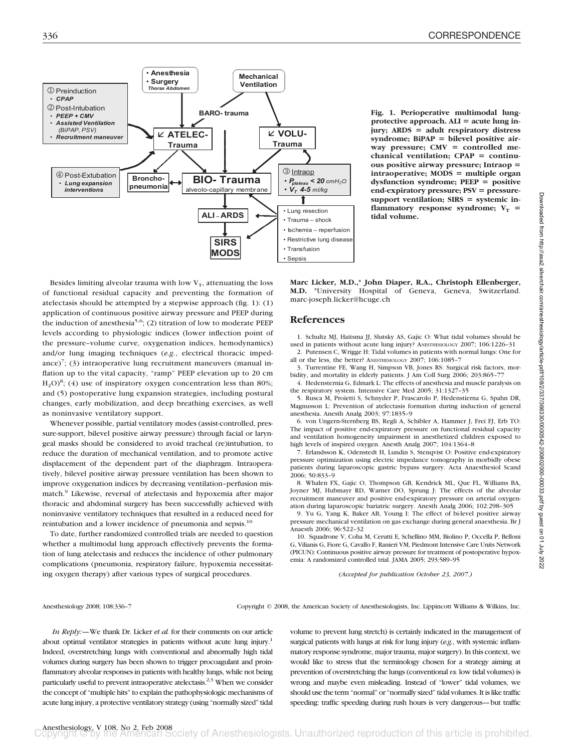Fig. 1. Perioperative multimodal lung-protective approach. ALI = acute lung injury; ARDS = adult respiratory distress syndrome; BiPAP = bilevel positive airway pressure; CMV = controlled mechanical ventilation; CPAP = continuous positive airway pressure; Intraop = intraoperative; MODS = multiple organ dysfunction syndrome; PEEP = positive end-expiratory pressure; PSV = pressure-support ventilation; SIRS = systemic inflammatory response syndrome; $V_T$ = tidal volume.

Besides limiting alveolar trauma with low $V_T$, attenuating the loss of functional residual capacity and preventing the formation of atelectasis should be attempted by a stepwise approach (fig. 1): (1) application of continuous positive airway pressure and PEEP during the induction of anesthesia[5,6]; (2) titration of low to moderate PEEP levels according to physiologic indices (lower inflection point of the pressure–volume curve, oxygenation indices, hemodynamics) and/or lung imaging techniques (*e.g.*, electrical thoracic impedance)[7]; (3) intraoperative lung recruitment maneuvers (manual inflation up to the vital capacity, "ramp" PEEP elevation up to 20 cm $H_2O$)[8]; (4) use of inspiratory oxygen concentration less than 80%; and (5) postoperative lung expansion strategies, including postural changes, early mobilization, and deep breathing exercises, as well as noninvasive ventilatory support.

Whenever possible, partial ventilatory modes (assist-controlled, pressure-support, bilevel positive airway pressure) through facial or laryngeal masks should be considered to avoid tracheal (re)intubation, to reduce the duration of mechanical ventilation, and to promote active displacement of the dependent part of the diaphragm. Intraoperatively, bilevel positive airway pressure ventilation has been shown to improve oxygenation indices by decreasing ventilation–perfusion mismatch.[9] Likewise, reversal of atelectasis and hypoxemia after major thoracic and abdominal surgery has been successfully achieved with noninvasive ventilatory techniques that resulted in a reduced need for reintubation and a lower incidence of pneumonia and sepsis.[10]

To date, further randomized controlled trials are needed to question whether a multimodal lung approach effectively prevents the formation of lung atelectasis and reduces the incidence of other pulmonary complications (pneumonia, respiratory failure, hypoxemia necessitating oxygen therapy) after various types of surgical procedures.

**Marc Licker, M.D.,\* John Diaper, R.A., Christoph Ellenberger, M.D.** \*University Hospital of Geneva, Geneva, Switzerland. marc-joseph.licker@hcuge.ch

## References

1. Schultz MJ, Haitsma JJ, Slutsky AS, Gajic O: What tidal volumes should be used in patients without acute lung injury? ANESTHESIOLOGY 2007; 106:1226–31
2. Putensen C, Wrigge H: Tidal volumes in patients with normal lungs: One for all or the less, the better? ANESTHESIOLOGY 2007; 106:1085–7
3. Turrentine FE, Wang H, Simpson VB, Jones RS: Surgical risk factors, morbidity, and mortality in elderly patients. J Am Coll Surg 2006; 203:865–77
4. Hedenstierna G, Edmark L: The effects of anesthesia and muscle paralysis on the respiratory system. Intensive Care Med 2005; 31:1327–35
5. Rusca M, Proietti S, Schnyder P, Frascarolo P, Hedenstierna G, Spahn DR, Magnusson L: Prevention of atelectasis formation during induction of general anesthesia. Anesth Analg 2003; 97:1835–9
6. von Ungern-Sternberg BS, Regli A, Schibler A, Hammer J, Frei FJ, Erb TO: The impact of positive end-expiratory pressure on functional residual capacity and ventilation homogeneity impairment in anesthetized children exposed to high levels of inspired oxygen. Anesth Analg 2007; 104:1364–8
7. Erlandsson K, Odenstedt H, Lundin S, Stenqvist O: Positive end-expiratory pressure optimization using electric impedance tomography in morbidly obese patients during laparoscopic gastric bypass surgery. Acta Anaesthesiol Scand 2006; 50:833–9
8. Whalen FX, Gajic O, Thompson GB, Kendrick ML, Que FL, Williams BA, Joyner MJ, Hubmayr RD, Warner DO, Sprung J: The effects of the alveolar recruitment maneuver and positive end-expiratory pressure on arterial oxygenation during laparoscopic bariatric surgery. Anesth Analg 2006; 102:298–305
9. Yu G, Yang K, Baker AB, Young I: The effect of bi-level positive airway pressure mechanical ventilation on gas exchange during general anaesthesia. Br J Anaesth 2006; 96:522–32
10. Squadrone V, Coha M, Cerutti E, Schellino MM, Biolino P, Occella P, Belloni G, Vilianis G, Fiore G, Cavallo F, Ranieri VM, Piedmont Intensive Care Units Network (PICUN): Continuous positive airway pressure for treatment of postoperative hypoxemia: A randomized controlled trial. JAMA 2005; 293:589–95

*(Accepted for publication October 23, 2007.)*

Anesthesiology 2008; 108:336–7 Copyright © 2008, the American Society of Anesthesiologists, Inc. Lippincott Williams & Wilkins, Inc.

*In Reply:*—We thank Dr. Licker *et al.* for their comments on our article about optimal ventilator strategies in patients without acute lung injury.[1] Indeed, overstretching lungs with conventional and abnormally high tidal volumes during surgery has been shown to trigger procoagulant and proinflammatory alveolar responses in patients with healthy lungs, while not being particularly useful to prevent intraoperative atelectasis.[2,3] When we consider the concept of "multiple hits" to explain the pathophysiologic mechanisms of acute lung injury, a protective ventilatory strategy (using "normally sized" tidal volume to prevent lung stretch) is certainly indicated in the management of surgical patients with lungs at risk for lung injury (*e.g.*, with systemic inflammatory response syndrome, major trauma, major surgery). In this context, we would like to stress that the terminology chosen for a strategy aiming at prevention of overstretching the lungs (conventional *vs.* low tidal volumes) is wrong and maybe even misleading. Instead of "lower" tidal volumes, we should use the term "normal" or "normally sized" tidal volumes. It is like traffic speeding: traffic speeding during rush hours is very dangerous—but traffic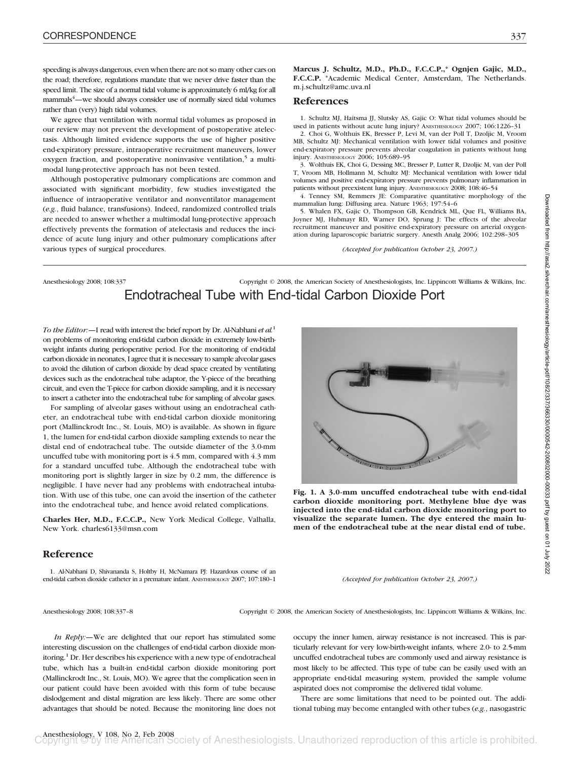speeding is always dangerous, even when there are not so many other cars on the road; therefore, regulations mandate that we never drive faster than the speed limit. The size of a normal tidal volume is approximately 6 ml/kg for all mammals[4]—we should always consider use of normally sized tidal volumes rather than (very) high tidal volumes.

We agree that ventilation with normal tidal volumes as proposed in our review may not prevent the development of postoperative atelectasis. Although limited evidence supports the use of higher positive end-expiratory pressure, intraoperative recruitment maneuvers, lower oxygen fraction, and postoperative noninvasive ventilation,[5] a multimodal lung-protective approach has not been tested.

Although postoperative pulmonary complications are common and associated with significant morbidity, few studies investigated the influence of intraoperative ventilator and nonventilator management (*e.g.*, fluid balance, transfusions). Indeed, randomized controlled trials are needed to answer whether a multimodal lung-protective approach effectively prevents the formation of atelectasis and reduces the incidence of acute lung injury and other pulmonary complications after various types of surgical procedures.

**Marcus J. Schultz, M.D., Ph.D., F.C.C.P.,\* Ognjen Gajic, M.D., F.C.C.P.** \*Academic Medical Center, Amsterdam, The Netherlands. m.j.schultz@amc.uva.nl

## References

1. Schultz MJ, Haitsma JJ, Slutsky AS, Gajic O: What tidal volumes should be used in patients without acute lung injury? ANESTHESIOLOGY 2007; 106:1226–31
2. Choi G, Wolthuis EK, Bresser P, Levi M, van der Poll T, Dzoljic M, Vroom MB, Schultz MJ: Mechanical ventilation with lower tidal volumes and positive end-expiratory pressure prevents alveolar coagulation in patients without lung injury. ANESTHESIOLOGY 2006; 105:689–95
3. Wolthuis EK, Choi G, Dessing MC, Bresser P, Lutter R, Dzoljic M, van der Poll T, Vroom MB, Hollmann M, Schultz MJ: Mechanical ventilation with lower tidal volumes and positive end-expiratory pressure prevents pulmonary inflammation in patients without preexistent lung injury. ANESTHESIOLOGY 2008; 108:46–54
4. Tenney SM, Remmers JE: Comparative quantitative morphology of the mammalian lung: Diffusing area. Nature 1963; 197:54–6
5. Whalen FX, Gajic O, Thompson GB, Kendrick ML, Que FL, Williams BA, Joyner MJ, Hubmayr RD, Warner DO, Sprung J: The effects of the alveolar recruitment maneuver and positive end-expiratory pressure on arterial oxygenation during laparoscopic bariatric surgery. Anesth Analg 2006; 102:298–305

*(Accepted for publication October 23, 2007.)*

Anesthesiology 2008; 108:337 Copyright © 2008, the American Society of Anesthesiologists, Inc. Lippincott Williams & Wilkins, Inc.

# Endotracheal Tube with End-tidal Carbon Dioxide Port

*To the Editor:*—I read with interest the brief report by Dr. Al-Nabhani *et al.*[1] on problems of monitoring end-tidal carbon dioxide in extremely low-birth-weight infants during perioperative period. For the monitoring of end-tidal carbon dioxide in neonates, I agree that it is necessary to sample alveolar gases to avoid the dilution of carbon dioxide by dead space created by ventilating devices such as the endotracheal tube adaptor, the Y-piece of the breathing circuit, and even the T-piece for carbon dioxide sampling, and it is necessary to insert a catheter into the endotracheal tube for sampling of alveolar gases.

For sampling of alveolar gases without using an endotracheal catheter, an endotracheal tube with end-tidal carbon dioxide monitoring port (Mallinckrodt Inc., St. Louis, MO) is available. As shown in figure 1, the lumen for end-tidal carbon dioxide sampling extends to near the distal end of endotracheal tube. The outside diameter of the 3.0-mm uncuffed tube with monitoring port is 4.5 mm, compared with 4.3 mm for a standard uncuffed tube. Although the endotracheal tube with monitoring port is slightly larger in size by 0.2 mm, the difference is negligible. I have never had any problems with endotracheal intubation. With use of this tube, one can avoid the insertion of the catheter into the endotracheal tube, and hence avoid related complications.

**Fig. 1. A 3.0-mm uncuffed endotracheal tube with end-tidal carbon dioxide monitoring port. Methylene blue dye was injected into the end-tidal carbon dioxide monitoring port to visualize the separate lumen. The dye entered the main lumen of the endotracheal tube at the near distal end of tube.**

**Charles Her, M.D., F.C.C.P.,** New York Medical College, Valhalla, New York. charles6133@msn.com

## Reference

1. Al-Nabhani D, Shivananda S, Holtby H, McNamara PJ: Hazardous course of an end-tidal carbon dioxide catheter in a premature infant. ANESTHESIOLOGY 2007; 107:180–1

*(Accepted for publication October 23, 2007.)*

Anesthesiology 2008; 108:337–8 Copyright © 2008, the American Society of Anesthesiologists, Inc. Lippincott Williams & Wilkins, Inc.

*In Reply:*—We are delighted that our report has stimulated some interesting discussion on the challenges of end-tidal carbon dioxide monitoring.[1] Dr. Her describes his experience with a new type of endotracheal tube, which has a built-in end-tidal carbon dioxide monitoring port (Mallinckrodt Inc., St. Louis, MO). We agree that the complication seen in our patient could have been avoided with this form of tube because dislodgement and distal migration are less likely. There are some other advantages that should be noted. Because the monitoring line does not occupy the inner lumen, airway resistance is not increased. This is particularly relevant for very low-birth-weight infants, where 2.0- to 2.5-mm uncuffed endotracheal tubes are commonly used and airway resistance is most likely to be affected. This type of tube can be easily used with an appropriate end-tidal measuring system, provided the sample volume aspirated does not compromise the delivered tidal volume.

There are some limitations that need to be pointed out. The additional tubing may become entangled with other tubes (*e.g.*, nasogastric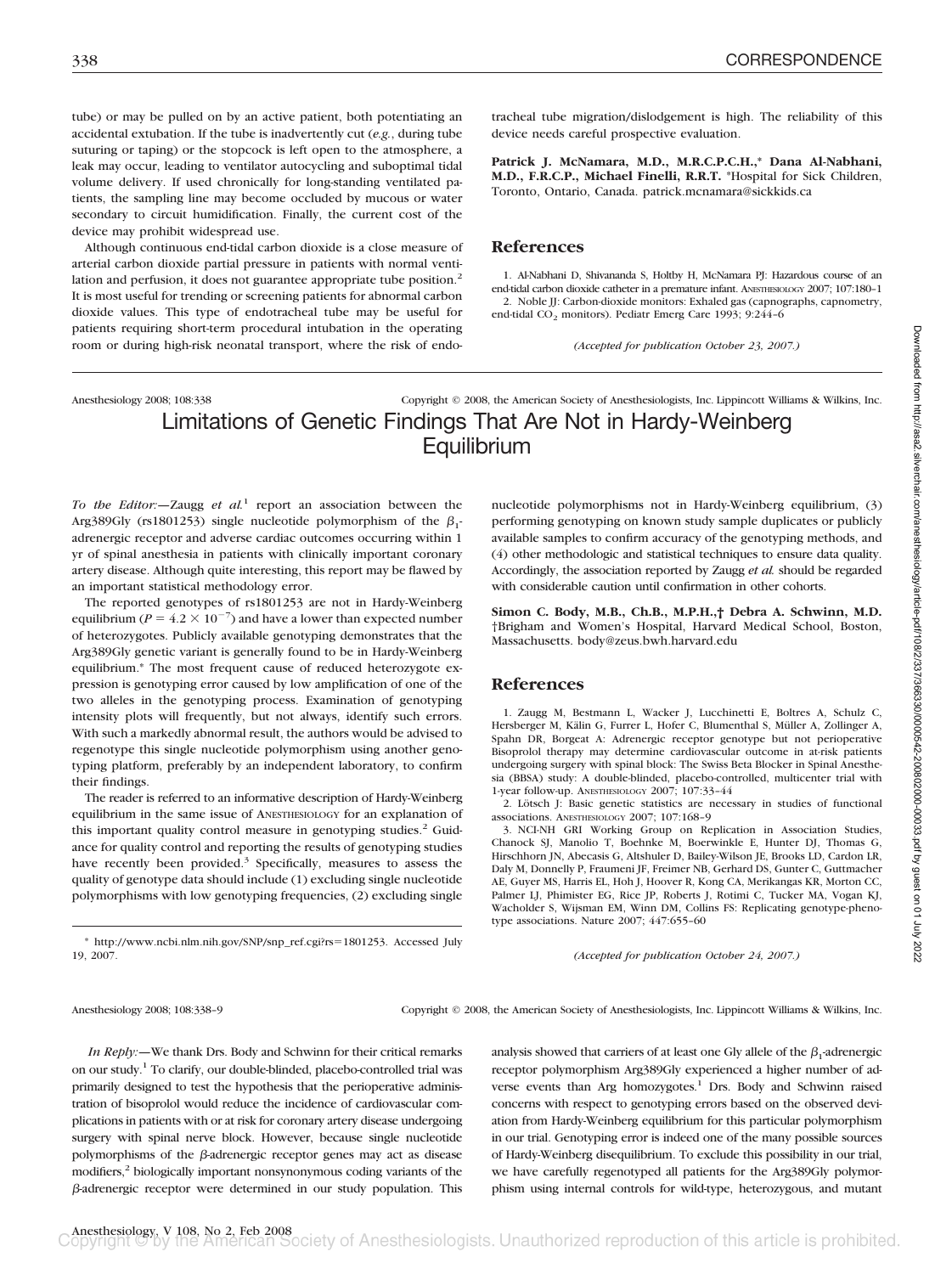tube) or may be pulled on by an active patient, both potentiating an accidental extubation. If the tube is inadvertently cut (*e.g.*, during tube suturing or taping) or the stopcock is left open to the atmosphere, a leak may occur, leading to ventilator autocycling and suboptimal tidal volume delivery. If used chronically for long-standing ventilated patients, the sampling line may become occluded by mucous or water secondary to circuit humidification. Finally, the current cost of the device may prohibit widespread use.

Although continuous end-tidal carbon dioxide is a close measure of arterial carbon dioxide partial pressure in patients with normal ventilation and perfusion, it does not guarantee appropriate tube position.[2] It is most useful for trending or screening patients for abnormal carbon dioxide values. This type of endotracheal tube may be useful for patients requiring short-term procedural intubation in the operating room or during high-risk neonatal transport, where the risk of endotracheal tube migration/dislodgement is high. The reliability of this device needs careful prospective evaluation.

**Patrick J. McNamara, M.D., M.R.C.P.C.H.,\* Dana Al-Nabhani, M.D., F.R.C.P., Michael Finelli, R.R.T.** \*Hospital for Sick Children, Toronto, Ontario, Canada. patrick.mcnamara@sickkids.ca

## References

1. Al-Nabhani D, Shivananda S, Holtby H, McNamara PJ: Hazardous course of an end-tidal carbon dioxide catheter in a premature infant. ANESTHESIOLOGY 2007; 107:180–1
2. Noble JJ: Carbon-dioxide monitors: Exhaled gas (capnographs, capnometry, end-tidal $CO_2$ monitors). Pediatr Emerg Care 1993; 9:244–6

*(Accepted for publication October 23, 2007.)*

Anesthesiology 2008; 108:338 Copyright © 2008, the American Society of Anesthesiologists, Inc. Lippincott Williams & Wilkins, Inc.

# Limitations of Genetic Findings That Are Not in Hardy-Weinberg Equilibrium

*To the Editor:*—Zaugg *et al.*[1] report an association between the Arg389Gly (rs1801253) single nucleotide polymorphism of the $\beta_1$-adrenergic receptor and adverse cardiac outcomes occurring within 1 yr of spinal anesthesia in patients with clinically important coronary artery disease. Although quite interesting, this report may be flawed by an important statistical methodology error.

The reported genotypes of rs1801253 are not in Hardy-Weinberg equilibrium ($P = 4.2 \times 10^{-7}$) and have a lower than expected number of heterozygotes. Publicly available genotyping demonstrates that the Arg389Gly genetic variant is generally found to be in Hardy-Weinberg equilibrium.\* The most frequent cause of reduced heterozygote expression is genotyping error caused by low amplification of one of the two alleles in the genotyping process. Examination of genotyping intensity plots will frequently, but not always, identify such errors. With such a markedly abnormal result, the authors would be advised to regenotype this single nucleotide polymorphism using another genotyping platform, preferably by an independent laboratory, to confirm their findings.

The reader is referred to an informative description of Hardy-Weinberg equilibrium in the same issue of ANESTHESIOLOGY for an explanation of this important quality control measure in genotyping studies.[2] Guidance for quality control and reporting the results of genotyping studies have recently been provided.[3] Specifically, measures to assess the quality of genotype data should include (1) excluding single nucleotide polymorphisms with low genotyping frequencies, (2) excluding single nucleotide polymorphisms not in Hardy-Weinberg equilibrium, (3) performing genotyping on known study sample duplicates or publicly available samples to confirm accuracy of the genotyping methods, and (4) other methodologic and statistical techniques to ensure data quality. Accordingly, the association reported by Zaugg *et al.* should be regarded with considerable caution until confirmation in other cohorts.

**Simon C. Body, M.B., Ch.B., M.P.H.,† Debra A. Schwinn, M.D.** †Brigham and Women's Hospital, Harvard Medical School, Boston, Massachusetts. body@zeus.bwh.harvard.edu

\* http://www.ncbi.nlm.nih.gov/SNP/snp_ref.cgi?rs=1801253. Accessed July 19, 2007.

## References

1. Zaugg M, Bestmann L, Wacker J, Lucchinetti E, Boltres A, Schulz C, Hersberger M, Kälin G, Furrer L, Hofer C, Blumenthal S, Müller A, Zollinger A, Spahn DR, Borgeat A: Adrenergic receptor genotype but not perioperative Bisoprolol therapy may determine cardiovascular outcome in at-risk patients undergoing surgery with spinal block: The Swiss Beta Blocker in Spinal Anesthesia (BBSA) study: A double-blinded, placebo-controlled, multicenter trial with 1-year follow-up. ANESTHESIOLOGY 2007; 107:33–44
2. Lötsch J: Basic genetic statistics are necessary in studies of functional associations. ANESTHESIOLOGY 2007; 107:168–9
3. NCI-NH GRI Working Group on Replication in Association Studies, Chanock SJ, Manolio T, Boehnke M, Boerwinkle E, Hunter DJ, Thomas G, Hirschhorn JN, Abecasis G, Altshuler D, Bailey-Wilson JE, Brooks LD, Cardon LR, Daly M, Donnelly P, Fraumeni JF, Freimer NB, Gerhard DS, Gunter C, Guttmacher AE, Guyer MS, Harris EL, Hoh J, Hoover R, Kong CA, Merikangas KR, Morton CC, Palmer LJ, Phimister EG, Rice JP, Roberts J, Rotimi C, Tucker MA, Vogan KJ, Wacholder S, Wijsman EM, Winn DM, Collins FS: Replicating genotype-phenotype associations. Nature 2007; 447:655–60

*(Accepted for publication October 24, 2007.)*

Anesthesiology 2008; 108:338–9 Copyright © 2008, the American Society of Anesthesiologists, Inc. Lippincott Williams & Wilkins, Inc.

*In Reply:*—We thank Drs. Body and Schwinn for their critical remarks on our study.[1] To clarify, our double-blinded, placebo-controlled trial was primarily designed to test the hypothesis that the perioperative administration of bisoprolol would reduce the incidence of cardiovascular complications in patients with or at risk for coronary artery disease undergoing surgery with spinal nerve block. However, because single nucleotide polymorphisms of the β-adrenergic receptor genes may act as disease modifiers,[2] biologically important nonsynonymous coding variants of the β-adrenergic receptor were determined in our study population. This analysis showed that carriers of at least one Gly allele of the $\beta_1$-adrenergic receptor polymorphism Arg389Gly experienced a higher number of adverse events than Arg homozygotes.[1] Drs. Body and Schwinn raised concerns with respect to genotyping errors based on the observed deviation from Hardy-Weinberg equilibrium for this particular polymorphism in our trial. Genotyping error is indeed one of the many possible sources of Hardy-Weinberg disequilibrium. To exclude this possibility in our trial, we have carefully regenotyped all patients for the Arg389Gly polymorphism using internal controls for wild-type, heterozygous, and mutant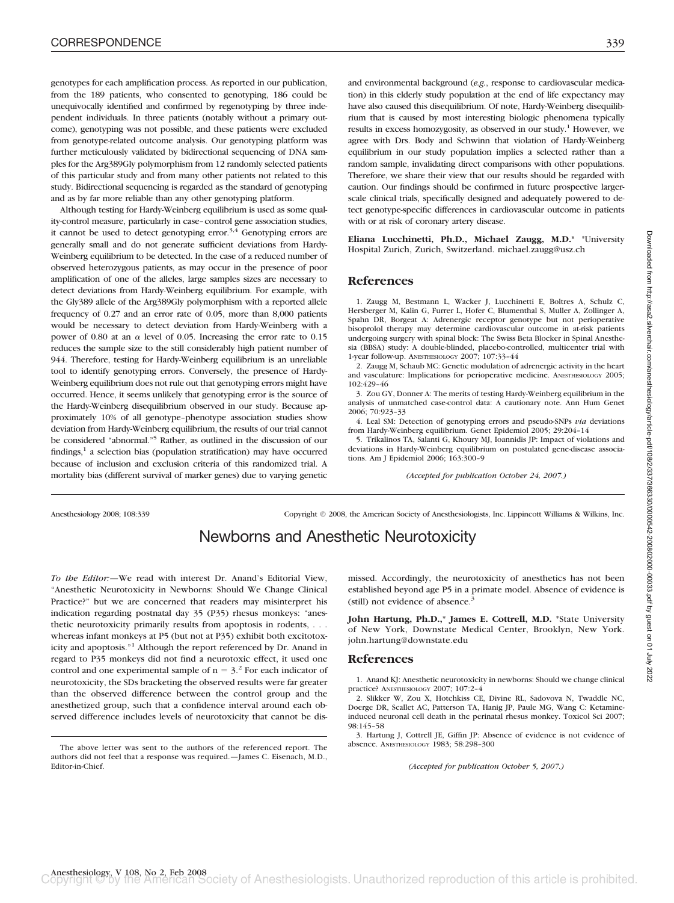genotypes for each amplification process. As reported in our publication, from the 189 patients, who consented to genotyping, 186 could be unequivocally identified and confirmed by regenotyping by three independent individuals. In three patients (notably without a primary outcome), genotyping was not possible, and these patients were excluded from genotype-related outcome analysis. Our genotyping platform was further meticulously validated by bidirectional sequencing of DNA samples for the Arg389Gly polymorphism from 12 randomly selected patients of this particular study and from many other patients not related to this study. Bidirectional sequencing is regarded as the standard of genotyping and as by far more reliable than any other genotyping platform.

Although testing for Hardy-Weinberg equilibrium is used as some quality-control measure, particularly in case–control gene association studies, it cannot be used to detect genotyping error.[3,4] Genotyping errors are generally small and do not generate sufficient deviations from Hardy-Weinberg equilibrium to be detected. In the case of a reduced number of observed heterozygous patients, as may occur in the presence of poor amplification of one of the alleles, large samples sizes are necessary to detect deviations from Hardy-Weinberg equilibrium. For example, with the Gly389 allele of the Arg389Gly polymorphism with a reported allele frequency of 0.27 and an error rate of 0.05, more than 8,000 patients would be necessary to detect deviation from Hardy-Weinberg with a power of 0.80 at an $\alpha$ level of 0.05. Increasing the error rate to 0.15 reduces the sample size to the still considerably high patient number of 944. Therefore, testing for Hardy-Weinberg equilibrium is an unreliable tool to identify genotyping errors. Conversely, the presence of Hardy-Weinberg equilibrium does not rule out that genotyping errors might have occurred. Hence, it seems unlikely that genotyping error is the source of the Hardy-Weinberg disequilibrium observed in our study. Because approximately 10% of all genotype–phenotype association studies show deviation from Hardy-Weinberg equilibrium, the results of our trial cannot be considered "abnormal."[5] Rather, as outlined in the discussion of our findings,[1] a selection bias (population stratification) may have occurred because of inclusion and exclusion criteria of this randomized trial. A mortality bias (different survival of marker genes) due to varying genetic and environmental background (*e.g.*, response to cardiovascular medication) in this elderly study population at the end of life expectancy may have also caused this disequilibrium. Of note, Hardy-Weinberg disequilibrium that is caused by most interesting biologic phenomena typically results in excess homozygosity, as observed in our study.[1] However, we agree with Drs. Body and Schwinn that violation of Hardy-Weinberg equilibrium in our study population implies a selected rather than a random sample, invalidating direct comparisons with other populations. Therefore, we share their view that our results should be regarded with caution. Our findings should be confirmed in future prospective larger-scale clinical trials, specifically designed and adequately powered to detect genotype-specific differences in cardiovascular outcome in patients with or at risk of coronary artery disease.

**Eliana Lucchinetti, Ph.D., Michael Zaugg, M.D.*** *University Hospital Zurich, Zurich, Switzerland. michael.zaugg@usz.ch

## References

1. Zaugg M, Bestmann L, Wacker J, Lucchinetti E, Boltres A, Schulz C, Hersberger M, Kalin G, Furrer L, Hofer C, Blumenthal S, Muller A, Zollinger A, Spahn DR, Borgeat A: Adrenergic receptor genotype but not perioperative bisoprolol therapy may determine cardiovascular outcome in at-risk patients undergoing surgery with spinal block: The Swiss Beta Blocker in Spinal Anesthesia (BBSA) study: A double-blinded, placebo-controlled, multicenter trial with 1-year follow-up. ANESTHESIOLOGY 2007; 107:33–44
2. Zaugg M, Schaub MC: Genetic modulation of adrenergic activity in the heart and vasculature: Implications for perioperative medicine. ANESTHESIOLOGY 2005; 102:429–46
3. Zou GY, Donner A: The merits of testing Hardy-Weinberg equilibrium in the analysis of unmatched case-control data: A cautionary note. Ann Hum Genet 2006; 70:923–33
4. Leal SM: Detection of genotyping errors and pseudo-SNPs *via* deviations from Hardy-Weinberg equilibrium. Genet Epidemiol 2005; 29:204–14
5. Trikalinos TA, Salanti G, Khoury MJ, Ioannidis JP: Impact of violations and deviations in Hardy-Weinberg equilibrium on postulated gene-disease associations. Am J Epidemiol 2006; 163:300–9

*(Accepted for publication October 24, 2007.)*

Anesthesiology 2008; 108:339 Copyright © 2008, the American Society of Anesthesiologists, Inc. Lippincott Williams & Wilkins, Inc.

# Newborns and Anesthetic Neurotoxicity

*To the Editor:*—We read with interest Dr. Anand's Editorial View, "Anesthetic Neurotoxicity in Newborns: Should We Change Clinical Practice?" but we are concerned that readers may misinterpret his indication regarding postnatal day 35 (P35) rhesus monkeys: "anesthetic neurotoxicity primarily results from apoptosis in rodents, . . . whereas infant monkeys at P5 (but not at P35) exhibit both excitotoxicity and apoptosis."[1] Although the report referenced by Dr. Anand in regard to P35 monkeys did not find a neurotoxic effect, it used one control and one experimental sample of $n = 3$.[2] For each indicator of neurotoxicity, the SDs bracketing the observed results were far greater than the observed difference between the control group and the anesthetized group, such that a confidence interval around each observed difference includes levels of neurotoxicity that cannot be dismissed. Accordingly, the neurotoxicity of anesthetics has not been established beyond age P5 in a primate model. Absence of evidence is (still) not evidence of absence.[3]

The above letter was sent to the authors of the referenced report. The authors did not feel that a response was required.—James C. Eisenach, M.D., Editor-in-Chief.

**John Hartung, Ph.D.,* James E. Cottrell, M.D.** *State University of New York, Downstate Medical Center, Brooklyn, New York. john.hartung@downstate.edu

## References

1. Anand KJ: Anesthetic neurotoxicity in newborns: Should we change clinical practice? ANESTHESIOLOGY 2007; 107:2–4
2. Slikker W, Zou X, Hotchkiss CE, Divine RL, Sadovova N, Twaddle NC, Doerge DR, Scallet AC, Patterson TA, Hanig JP, Paule MG, Wang C: Ketamine-induced neuronal cell death in the perinatal rhesus monkey. Toxicol Sci 2007; 98:145–58
3. Hartung J, Cottrell JE, Giffin JP: Absence of evidence is not evidence of absence. ANESTHESIOLOGY 1983; 58:298–300

*(Accepted for publication October 5, 2007.)*